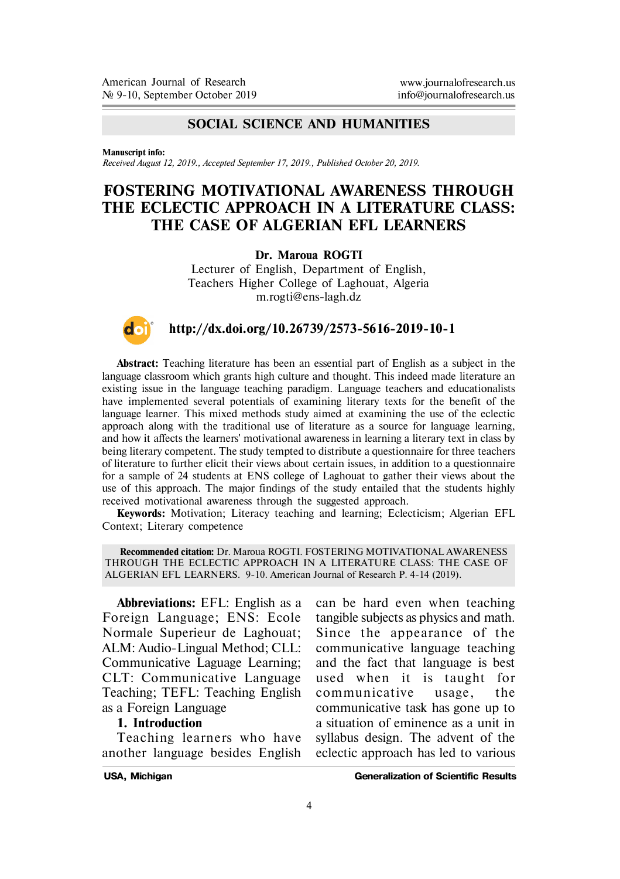## SOCIAL SCIENCE AND HUMANITIES

**Manuscript info:**
*Received August 12, 2019., Accepted September 17, 2019., Published October 20, 2019.*

# FOSTERING MOTIVATIONAL AWARENESS THROUGH THE ECLECTIC APPROACH IN A LITERATURE CLASS: THE CASE OF ALGERIAN EFL LEARNERS

**Dr. Maroua ROGTI**
Lecturer of English, Department of English,
Teachers Higher College of Laghouat, Algeria
m.rogti@ens-lagh.dz

**http://dx.doi.org/10.26739/2573-5616-2019-10-1**

**Abstract:** Teaching literature has been an essential part of English as a subject in the language classroom which grants high culture and thought. This indeed made literature an existing issue in the language teaching paradigm. Language teachers and educationalists have implemented several potentials of examining literary texts for the benefit of the language learner. This mixed methods study aimed at examining the use of the eclectic approach along with the traditional use of literature as a source for language learning, and how it affects the learners' motivational awareness in learning a literary text in class by being literary competent. The study tempted to distribute a questionnaire for three teachers of literature to further elicit their views about certain issues, in addition to a questionnaire for a sample of 24 students at ENS college of Laghouat to gather their views about the use of this approach. The major findings of the study entailed that the students highly received motivational awareness through the suggested approach.

**Keywords:** Motivation; Literacy teaching and learning; Eclecticism; Algerian EFL Context; Literary competence

**Recommended citation:** Dr. Maroua ROGTI. FOSTERING MOTIVATIONAL AWARENESS THROUGH THE ECLECTIC APPROACH IN A LITERATURE CLASS: THE CASE OF ALGERIAN EFL LEARNERS. 9-10. American Journal of Research P. 4-14 (2019).

**Abbreviations:** EFL: English as a Foreign Language; ENS: Ecole Normale Superieur de Laghouat; ALM: Audio-Lingual Method; CLL: Communicative Laguage Learning; CLT: Communicative Language Teaching; TEFL: Teaching English as a Foreign Language

## 1. Introduction

Teaching learners who have another language besides English can be hard even when teaching tangible subjects as physics and math. Since the appearance of the communicative language teaching and the fact that language is best used when it is taught for communicative usage, the communicative task has gone up to a situation of eminence as a unit in syllabus design. The advent of the eclectic approach has led to various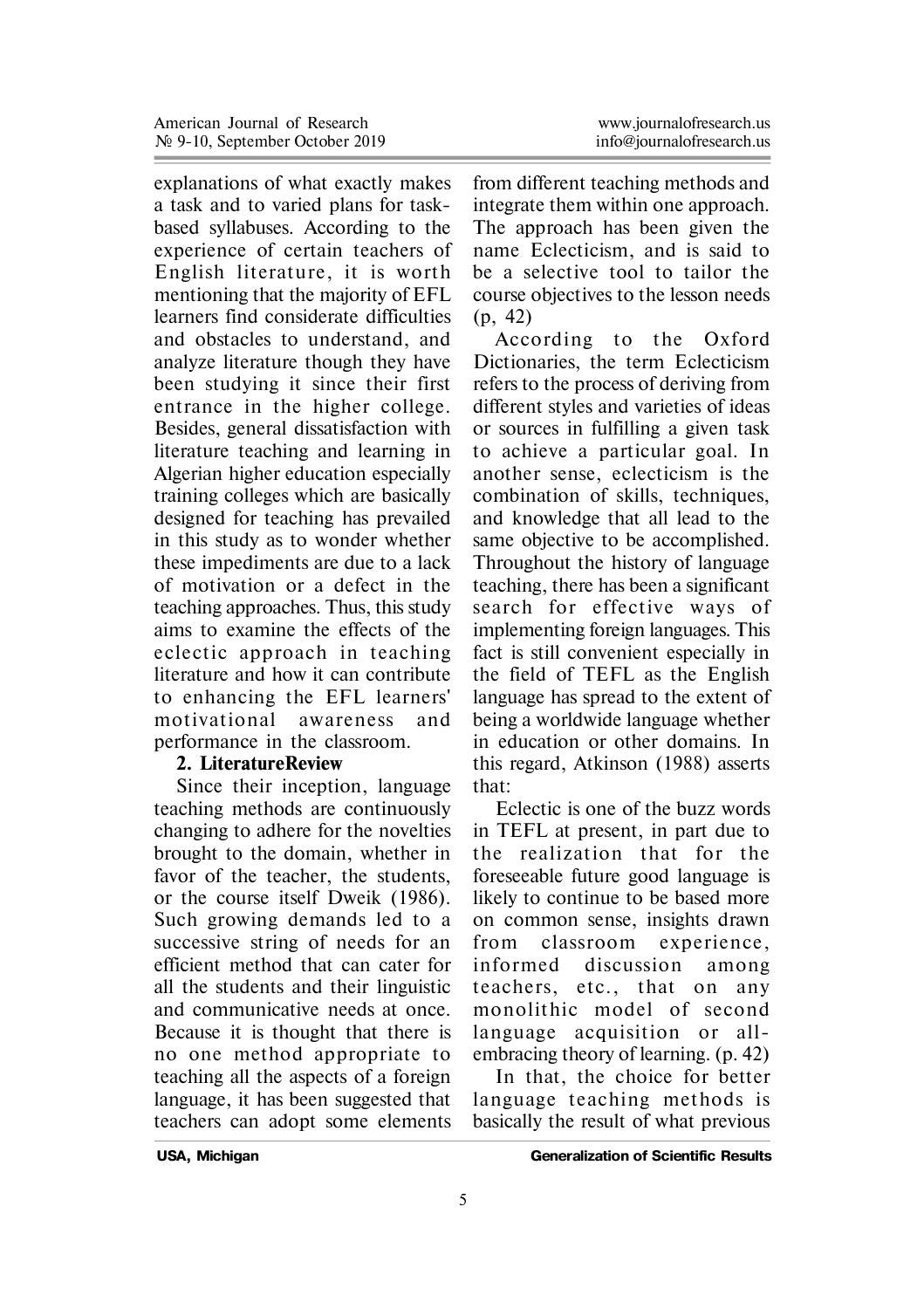explanations of what exactly makes a task and to varied plans for task-based syllabuses. According to the experience of certain teachers of English literature, it is worth mentioning that the majority of EFL learners find considerate difficulties and obstacles to understand, and analyze literature though they have been studying it since their first entrance in the higher college. Besides, general dissatisfaction with literature teaching and learning in Algerian higher education especially training colleges which are basically designed for teaching has prevailed in this study as to wonder whether these impediments are due to a lack of motivation or a defect in the teaching approaches. Thus, this study aims to examine the effects of the eclectic approach in teaching literature and how it can contribute to enhancing the EFL learners' motivational awareness and performance in the classroom.

**2. LiteratureReview**

Since their inception, language teaching methods are continuously changing to adhere for the novelties brought to the domain, whether in favor of the teacher, the students, or the course itself Dweik (1986). Such growing demands led to a successive string of needs for an efficient method that can cater for all the students and their linguistic and communicative needs at once. Because it is thought that there is no one method appropriate to teaching all the aspects of a foreign language, it has been suggested that teachers can adopt some elements from different teaching methods and integrate them within one approach. The approach has been given the name Eclecticism, and is said to be a selective tool to tailor the course objectives to the lesson needs (p, 42)

According to the Oxford Dictionaries, the term Eclecticism refers to the process of deriving from different styles and varieties of ideas or sources in fulfilling a given task to achieve a particular goal. In another sense, eclecticism is the combination of skills, techniques, and knowledge that all lead to the same objective to be accomplished. Throughout the history of language teaching, there has been a significant search for effective ways of implementing foreign languages. This fact is still convenient especially in the field of TEFL as the English language has spread to the extent of being a worldwide language whether in education or other domains. In this regard, Atkinson (1988) asserts that:

Eclectic is one of the buzz words in TEFL at present, in part due to the realization that for the foreseeable future good language is likely to continue to be based more on common sense, insights drawn from classroom experience, informed discussion among teachers, etc., that on any monolithic model of second language acquisition or all-embracing theory of learning. (p. 42)

In that, the choice for better language teaching methods is basically the result of what previous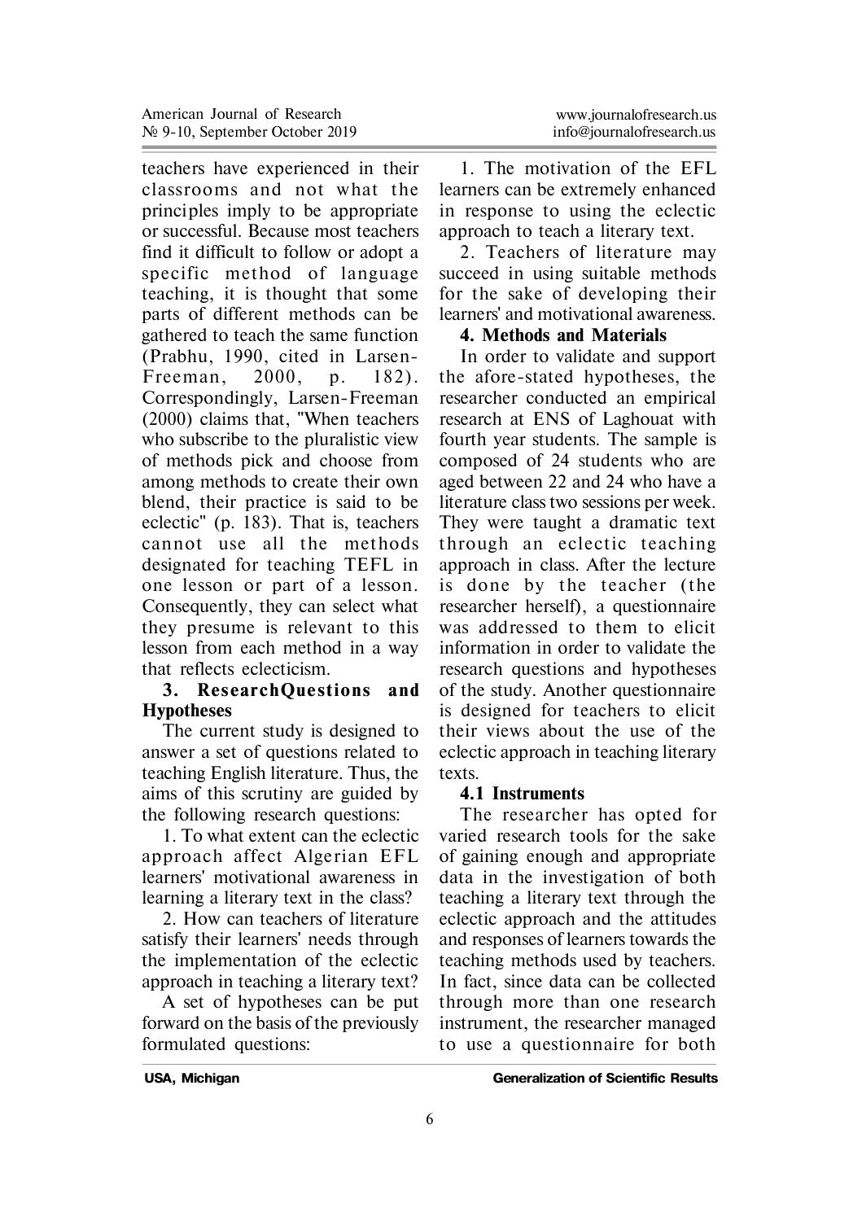teachers have experienced in their classrooms and not what the principles imply to be appropriate or successful. Because most teachers find it difficult to follow or adopt a specific method of language teaching, it is thought that some parts of different methods can be gathered to teach the same function (Prabhu, 1990, cited in Larsen-Freeman, 2000, p. 182). Correspondingly, Larsen-Freeman (2000) claims that, "When teachers who subscribe to the pluralistic view of methods pick and choose from among methods to create their own blend, their practice is said to be eclectic" (p. 183). That is, teachers cannot use all the methods designated for teaching TEFL in one lesson or part of a lesson. Consequently, they can select what they presume is relevant to this lesson from each method in a way that reflects eclecticism.

## 3. ResearchQuestions and Hypotheses

The current study is designed to answer a set of questions related to teaching English literature. Thus, the aims of this scrutiny are guided by the following research questions:

1. To what extent can the eclectic approach affect Algerian EFL learners' motivational awareness in learning a literary text in the class?
2. How can teachers of literature satisfy their learners' needs through the implementation of the eclectic approach in teaching a literary text?

A set of hypotheses can be put forward on the basis of the previously formulated questions:

1. The motivation of the EFL learners can be extremely enhanced in response to using the eclectic approach to teach a literary text.
2. Teachers of literature may succeed in using suitable methods for the sake of developing their learners' and motivational awareness.

## 4. Methods and Materials

In order to validate and support the afore-stated hypotheses, the researcher conducted an empirical research at ENS of Laghouat with fourth year students. The sample is composed of 24 students who are aged between 22 and 24 who have a literature class two sessions per week. They were taught a dramatic text through an eclectic teaching approach in class. After the lecture is done by the teacher (the researcher herself), a questionnaire was addressed to them to elicit information in order to validate the research questions and hypotheses of the study. Another questionnaire is designed for teachers to elicit their views about the use of the eclectic approach in teaching literary texts.

### 4.1 Instruments

The researcher has opted for varied research tools for the sake of gaining enough and appropriate data in the investigation of both teaching a literary text through the eclectic approach and the attitudes and responses of learners towards the teaching methods used by teachers. In fact, since data can be collected through more than one research instrument, the researcher managed to use a questionnaire for both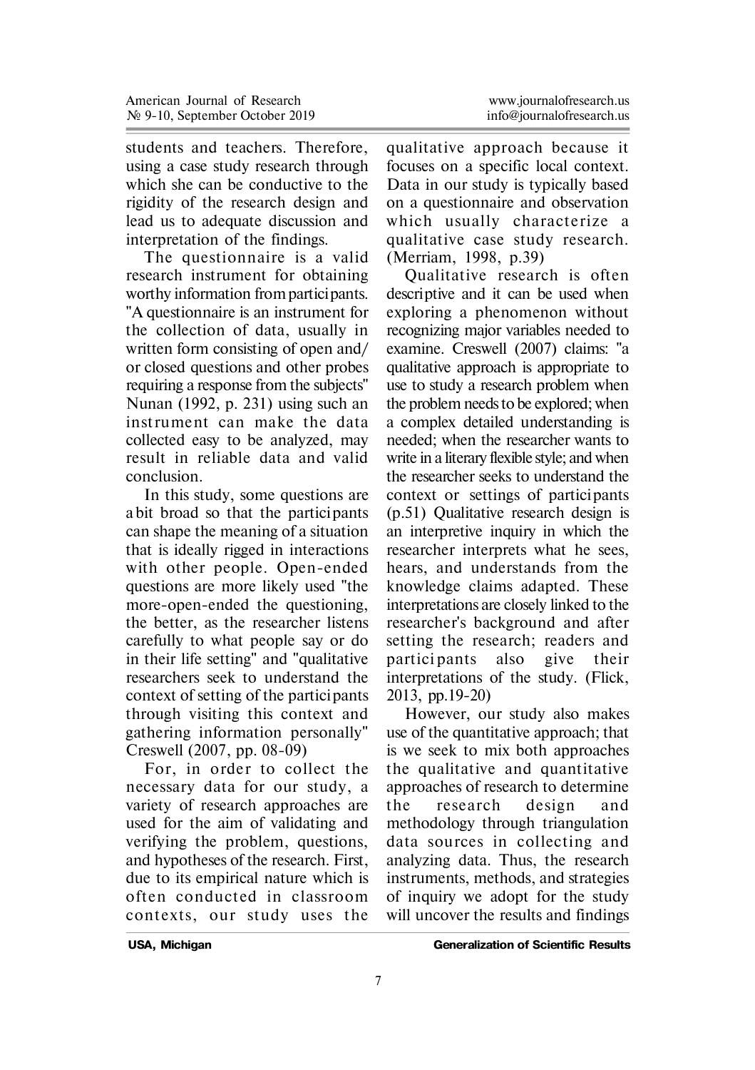students and teachers. Therefore, using a case study research through which she can be conductive to the rigidity of the research design and lead us to adequate discussion and interpretation of the findings.

The questionnaire is a valid research instrument for obtaining worthy information from participants. "A questionnaire is an instrument for the collection of data, usually in written form consisting of open and/or closed questions and other probes requiring a response from the subjects" Nunan (1992, p. 231) using such an instrument can make the data collected easy to be analyzed, may result in reliable data and valid conclusion.

In this study, some questions are a bit broad so that the participants can shape the meaning of a situation that is ideally rigged in interactions with other people. Open-ended questions are more likely used "the more-open-ended the questioning, the better, as the researcher listens carefully to what people say or do in their life setting" and "qualitative researchers seek to understand the context of setting of the participants through visiting this context and gathering information personally" Creswell (2007, pp. 08-09)

For, in order to collect the necessary data for our study, a variety of research approaches are used for the aim of validating and verifying the problem, questions, and hypotheses of the research. First, due to its empirical nature which is often conducted in classroom contexts, our study uses the qualitative approach because it focuses on a specific local context. Data in our study is typically based on a questionnaire and observation which usually characterize a qualitative case study research. (Merriam, 1998, p.39)

Qualitative research is often descriptive and it can be used when exploring a phenomenon without recognizing major variables needed to examine. Creswell (2007) claims: "a qualitative approach is appropriate to use to study a research problem when the problem needs to be explored; when a complex detailed understanding is needed; when the researcher wants to write in a literary flexible style; and when the researcher seeks to understand the context or settings of participants (p.51) Qualitative research design is an interpretive inquiry in which the researcher interprets what he sees, hears, and understands from the knowledge claims adapted. These interpretations are closely linked to the researcher's background and after setting the research; readers and participants also give their interpretations of the study. (Flick, 2013, pp.19-20)

However, our study also makes use of the quantitative approach; that is we seek to mix both approaches the qualitative and quantitative approaches of research to determine the research design and methodology through triangulation data sources in collecting and analyzing data. Thus, the research instruments, methods, and strategies of inquiry we adopt for the study will uncover the results and findings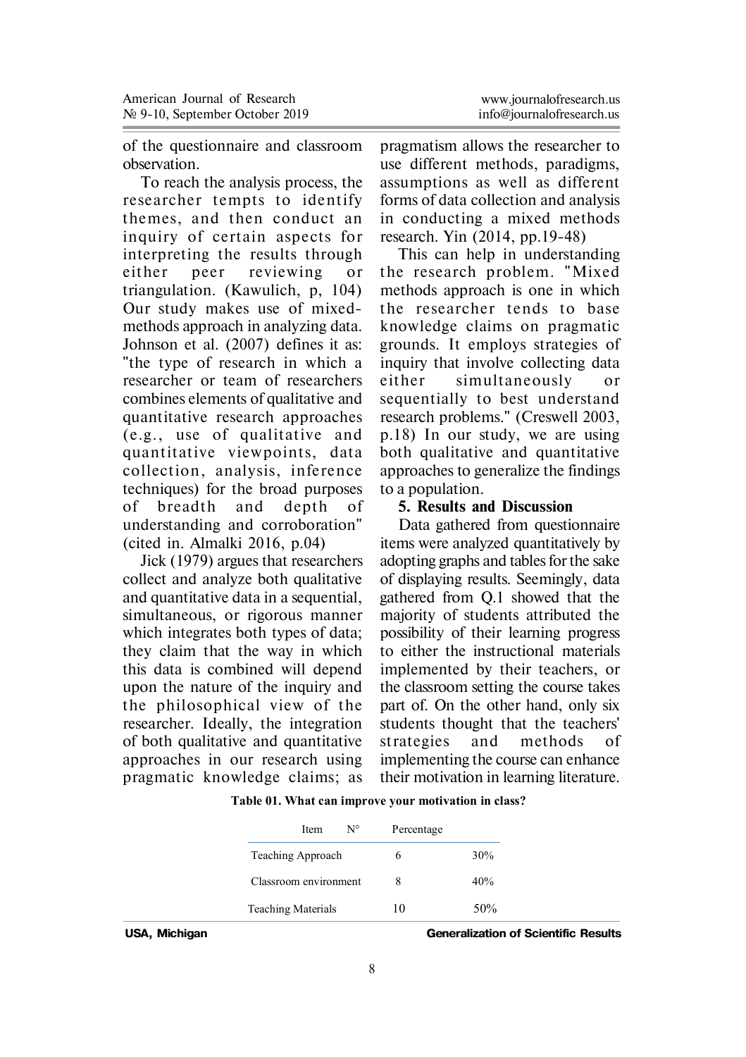of the questionnaire and classroom observation.

To reach the analysis process, the researcher tempts to identify themes, and then conduct an inquiry of certain aspects for interpreting the results through either peer reviewing or triangulation. (Kawulich, p, 104) Our study makes use of mixed-methods approach in analyzing data. Johnson et al. (2007) defines it as: "the type of research in which a researcher or team of researchers combines elements of qualitative and quantitative research approaches (e.g., use of qualitative and quantitative viewpoints, data collection, analysis, inference techniques) for the broad purposes of breadth and depth of understanding and corroboration" (cited in. Almalki 2016, p.04)

Jick (1979) argues that researchers collect and analyze both qualitative and quantitative data in a sequential, simultaneous, or rigorous manner which integrates both types of data; they claim that the way in which this data is combined will depend upon the nature of the inquiry and the philosophical view of the researcher. Ideally, the integration of both qualitative and quantitative approaches in our research using pragmatic knowledge claims; as pragmatism allows the researcher to use different methods, paradigms, assumptions as well as different forms of data collection and analysis in conducting a mixed methods research. Yin (2014, pp.19-48)

This can help in understanding the research problem. "Mixed methods approach is one in which the researcher tends to base knowledge claims on pragmatic grounds. It employs strategies of inquiry that involve collecting data either simultaneously or sequentially to best understand research problems." (Creswell 2003, p.18) In our study, we are using both qualitative and quantitative approaches to generalize the findings to a population.

## 5. Results and Discussion

Data gathered from questionnaire items were analyzed quantitatively by adopting graphs and tables for the sake of displaying results. Seemingly, data gathered from Q.1 showed that the majority of students attributed the possibility of their learning progress to either the instructional materials implemented by their teachers, or the classroom setting the course takes part of. On the other hand, only six students thought that the teachers' strategies and methods of implementing the course can enhance their motivation in learning literature.

**Table 01. What can improve your motivation in class?**

| Item | N° | Percentage |
|---|---|---|
| Teaching Approach | 6 | 30% |
| Classroom environment | 8 | 40% |
| Teaching Materials | 10 | 50% |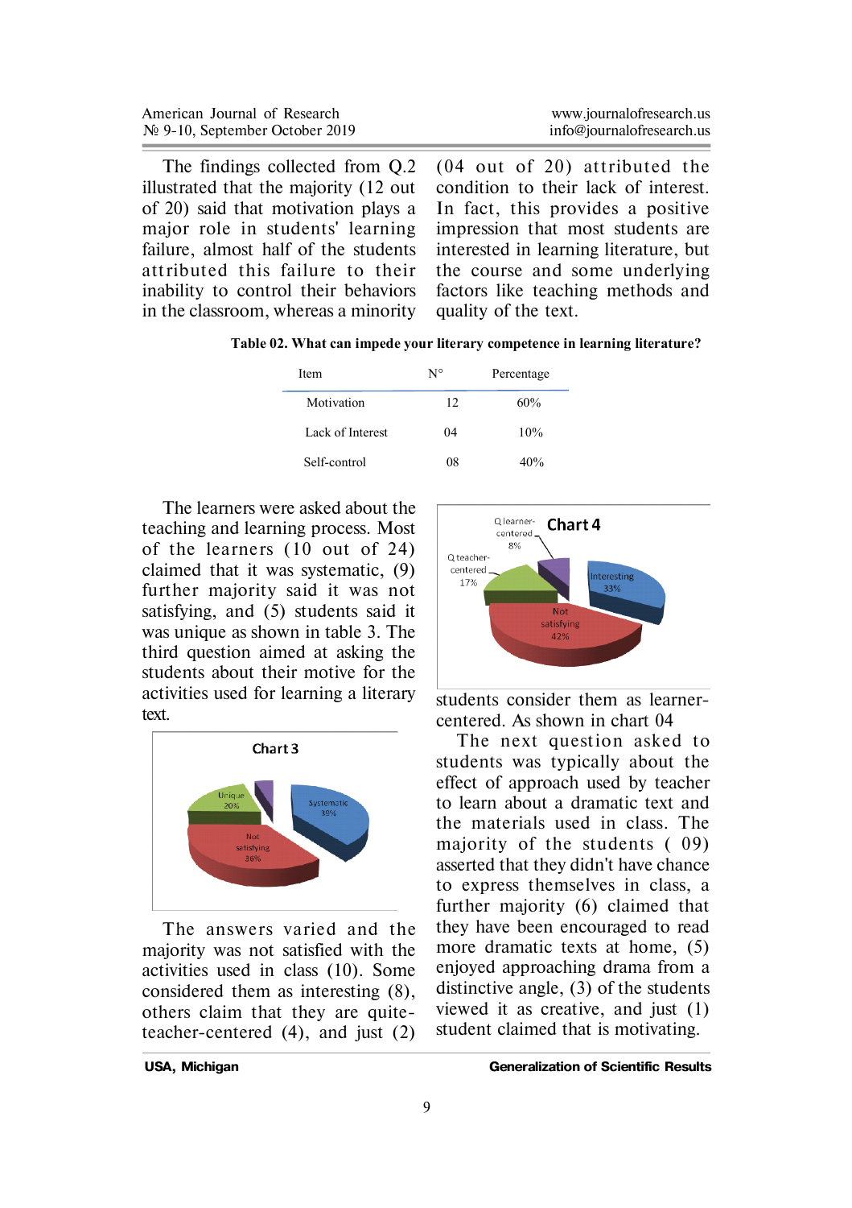The findings collected from Q.2 illustrated that the majority (12 out of 20) said that motivation plays a major role in students' learning failure, almost half of the students attributed this failure to their inability to control their behaviors in the classroom, whereas a minority (04 out of 20) attributed the condition to their lack of interest. In fact, this provides a positive impression that most students are interested in learning literature, but the course and some underlying factors like teaching methods and quality of the text.

**Table 02. What can impede your literary competence in learning literature?**

| Item | N° | Percentage |
|---|---|---|
| Motivation | 12 | 60% |
| Lack of Interest | 04 | 10% |
| Self-control | 08 | 40% |

The learners were asked about the teaching and learning process. Most of the learners (10 out of 24) claimed that it was systematic, (9) further majority said it was not satisfying, and (5) students said it was unique as shown in table 3. The third question aimed at asking the students about their motive for the activities used for learning a literary text.

Chart 3

The answers varied and the majority was not satisfied with the activities used in class (10). Some considered them as interesting (8), others claim that they are quite-teacher-centered (4), and just (2) students consider them as learner-centered. As shown in chart 04

Chart 4

The next question asked to students was typically about the effect of approach used by teacher to learn about a dramatic text and the materials used in class. The majority of the students ( 09) asserted that they didn't have chance to express themselves in class, a further majority (6) claimed that they have been encouraged to read more dramatic texts at home, (5) enjoyed approaching drama from a distinctive angle, (3) of the students viewed it as creative, and just (1) student claimed that is motivating.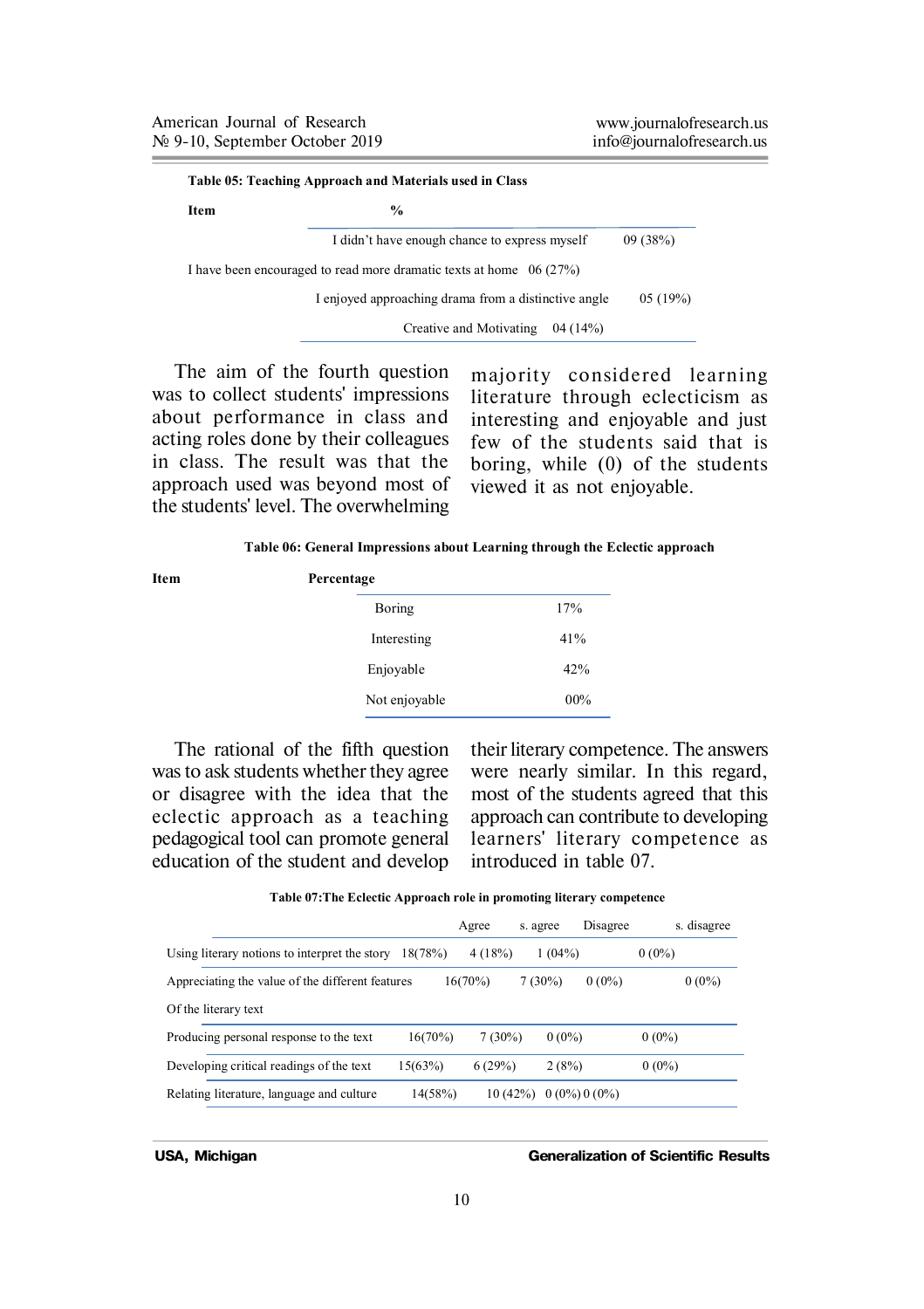**Table 05: Teaching Approach and Materials used in Class**

| Item | % |
|---|---|
| I didn't have enough chance to express myself | 09 (38%) |
| I have been encouraged to read more dramatic texts at home | 06 (27%) |
| I enjoyed approaching drama from a distinctive angle | 05 (19%) |
| Creative and Motivating | 04 (14%) |

The aim of the fourth question was to collect students' impressions about performance in class and acting roles done by their colleagues in class. The result was that the approach used was beyond most of the students' level. The overwhelming majority considered learning literature through eclecticism as interesting and enjoyable and just few of the students said that is boring, while (0) of the students viewed it as not enjoyable.

**Table 06: General Impressions about Learning through the Eclectic approach**

| Item | Percentage |
|---|---|
| Boring | 17% |
| Interesting | 41% |
| Enjoyable | 42% |
| Not enjoyable | 00% |

The rational of the fifth question was to ask students whether they agree or disagree with the idea that the eclectic approach as a teaching pedagogical tool can promote general education of the student and develop their literary competence. The answers were nearly similar. In this regard, most of the students agreed that this approach can contribute to developing learners' literary competence as introduced in table 07.

**Table 07:The Eclectic Approach role in promoting literary competence**

| | Agree | s. agree | Disagree | s. disagree |
|---|---|---|---|---|
| Using literary notions to interpret the story | 18(78%) | 4 (18%) | 1 (04%) | 0 (0%) |
| Appreciating the value of the different features Of the literary text | 16(70%) | 7 (30%) | 0 (0%) | 0 (0%) |
| Producing personal response to the text | 16(70%) | 7 (30%) | 0 (0%) | 0 (0%) |
| Developing critical readings of the text | 15(63%) | 6 (29%) | 2 (8%) | 0 (0%) |
| Relating literature, language and culture | 14(58%) | 10 (42%) | 0 (0%) | 0 (0%) |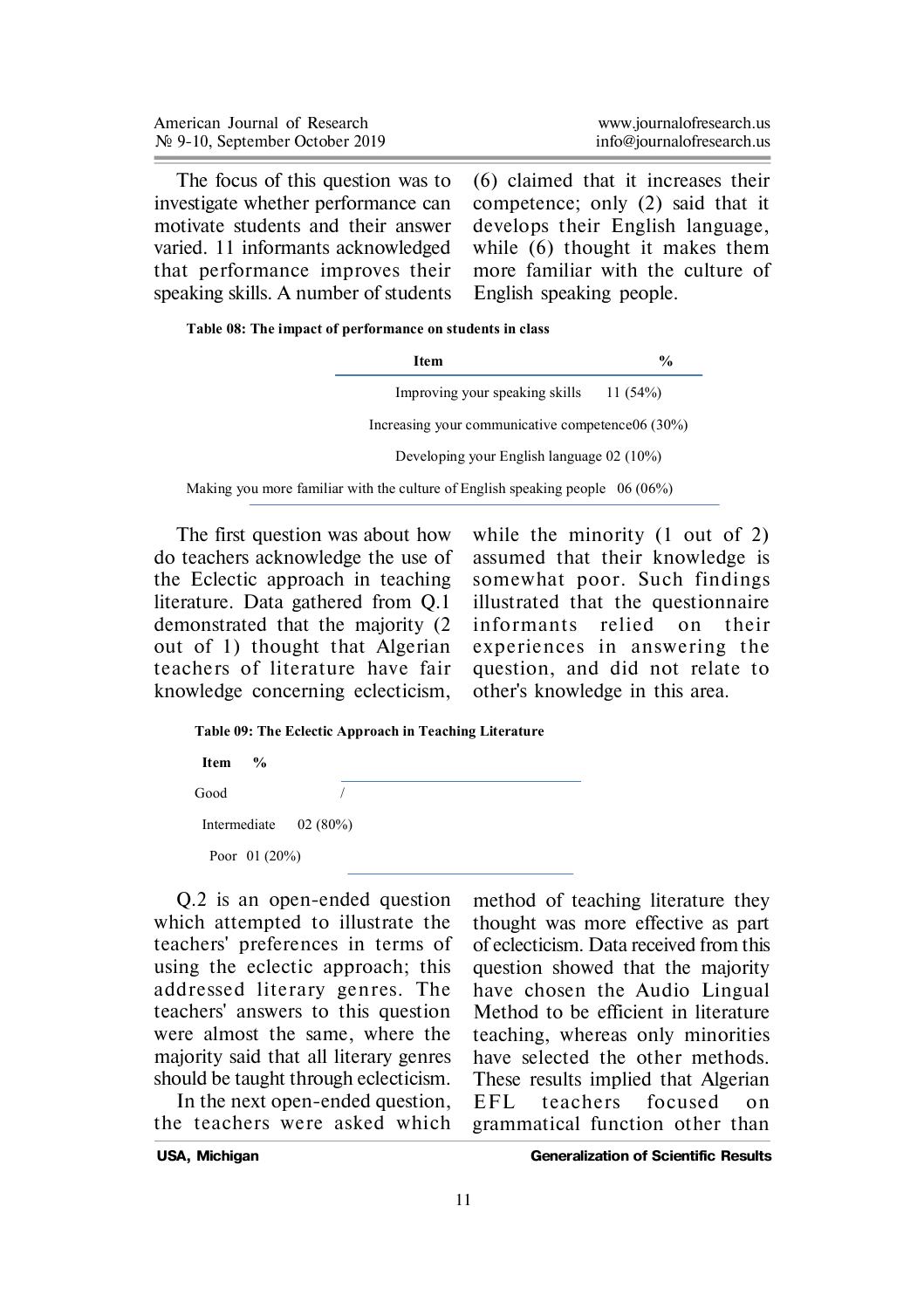The focus of this question was to investigate whether performance can motivate students and their answer varied. 11 informants acknowledged that performance improves their speaking skills. A number of students (6) claimed that it increases their competence; only (2) said that it develops their English language, while (6) thought it makes them more familiar with the culture of English speaking people.

**Table 08: The impact of performance on students in class**

| Item | % |
|---|---|
| Improving your speaking skills | 11 (54%) |
| Increasing your communicative competence | 06 (30%) |
| Developing your English language | 02 (10%) |
| Making you more familiar with the culture of English speaking people | 06 (06%) |

The first question was about how do teachers acknowledge the use of the Eclectic approach in teaching literature. Data gathered from Q.1 demonstrated that the majority (2 out of 1) thought that Algerian teachers of literature have fair knowledge concerning eclecticism, while the minority (1 out of 2) assumed that their knowledge is somewhat poor. Such findings illustrated that the questionnaire informants relied on their experiences in answering the question, and did not relate to other's knowledge in this area.

**Table 09: The Eclectic Approach in Teaching Literature**

| Item | % |
|---|---|
| Good | / |
| Intermediate | 02 (80%) |
| Poor | 01 (20%) |

Q.2 is an open-ended question which attempted to illustrate the teachers' preferences in terms of using the eclectic approach; this addressed literary genres. The teachers' answers to this question were almost the same, where the majority said that all literary genres should be taught through eclecticism.

In the next open-ended question, the teachers were asked which method of teaching literature they thought was more effective as part of eclecticism. Data received from this question showed that the majority have chosen the Audio Lingual Method to be efficient in literature teaching, whereas only minorities have selected the other methods. These results implied that Algerian EFL teachers focused on grammatical function other than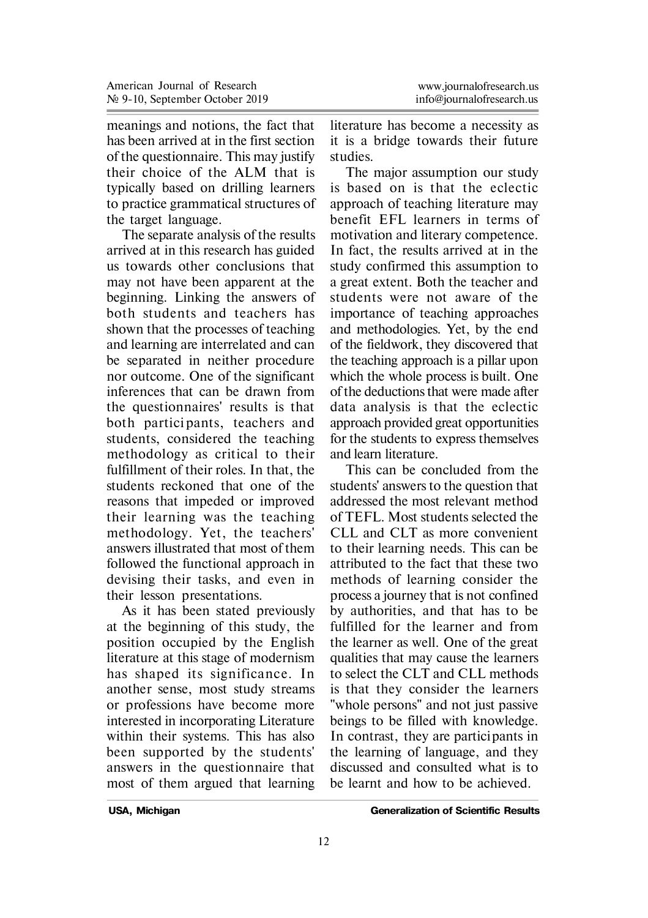meanings and notions, the fact that has been arrived at in the first section of the questionnaire. This may justify their choice of the ALM that is typically based on drilling learners to practice grammatical structures of the target language.

The separate analysis of the results arrived at in this research has guided us towards other conclusions that may not have been apparent at the beginning. Linking the answers of both students and teachers has shown that the processes of teaching and learning are interrelated and can be separated in neither procedure nor outcome. One of the significant inferences that can be drawn from the questionnaires' results is that both participants, teachers and students, considered the teaching methodology as critical to their fulfillment of their roles. In that, the students reckoned that one of the reasons that impeded or improved their learning was the teaching methodology. Yet, the teachers' answers illustrated that most of them followed the functional approach in devising their tasks, and even in their lesson presentations.

As it has been stated previously at the beginning of this study, the position occupied by the English literature at this stage of modernism has shaped its significance. In another sense, most study streams or professions have become more interested in incorporating Literature within their systems. This has also been supported by the students' answers in the questionnaire that most of them argued that learning literature has become a necessity as it is a bridge towards their future studies.

The major assumption our study is based on is that the eclectic approach of teaching literature may benefit EFL learners in terms of motivation and literary competence. In fact, the results arrived at in the study confirmed this assumption to a great extent. Both the teacher and students were not aware of the importance of teaching approaches and methodologies. Yet, by the end of the fieldwork, they discovered that the teaching approach is a pillar upon which the whole process is built. One of the deductions that were made after data analysis is that the eclectic approach provided great opportunities for the students to express themselves and learn literature.

This can be concluded from the students' answers to the question that addressed the most relevant method of TEFL. Most students selected the CLL and CLT as more convenient to their learning needs. This can be attributed to the fact that these two methods of learning consider the process a journey that is not confined by authorities, and that has to be fulfilled for the learner and from the learner as well. One of the great qualities that may cause the learners to select the CLT and CLL methods is that they consider the learners "whole persons" and not just passive beings to be filled with knowledge. In contrast, they are participants in the learning of language, and they discussed and consulted what is to be learnt and how to be achieved.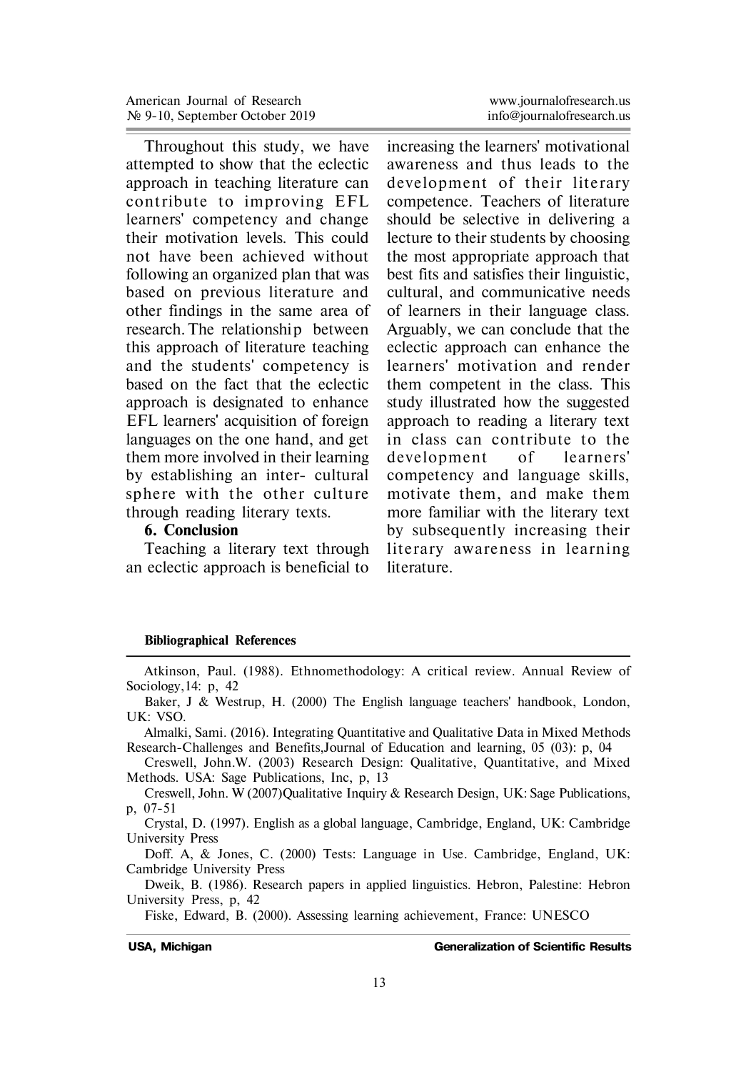Throughout this study, we have attempted to show that the eclectic approach in teaching literature can contribute to improving EFL learners' competency and change their motivation levels. This could not have been achieved without following an organized plan that was based on previous literature and other findings in the same area of research. The relationship between this approach of literature teaching and the students' competency is based on the fact that the eclectic approach is designated to enhance EFL learners' acquisition of foreign languages on the one hand, and get them more involved in their learning by establishing an inter- cultural sphere with the other culture through reading literary texts.

## 6. Conclusion

Teaching a literary text through an eclectic approach is beneficial to increasing the learners' motivational awareness and thus leads to the development of their literary competence. Teachers of literature should be selective in delivering a lecture to their students by choosing the most appropriate approach that best fits and satisfies their linguistic, cultural, and communicative needs of learners in their language class. Arguably, we can conclude that the eclectic approach can enhance the learners' motivation and render them competent in the class. This study illustrated how the suggested approach to reading a literary text in class can contribute to the development of learners' competency and language skills, motivate them, and make them more familiar with the literary text by subsequently increasing their literary awareness in learning literature.

## Bibliographical References

Atkinson, Paul. (1988). Ethnomethodology: A critical review. Annual Review of Sociology,14: p, 42

Baker, J & Westrup, H. (2000) The English language teachers' handbook, London, UK: VSO.

Almalki, Sami. (2016). Integrating Quantitative and Qualitative Data in Mixed Methods Research-Challenges and Benefits,Journal of Education and learning, 05 (03): p, 04

Creswell, John.W. (2003) Research Design: Qualitative, Quantitative, and Mixed Methods. USA: Sage Publications, Inc, p, 13

Creswell, John. W (2007)Qualitative Inquiry & Research Design, UK: Sage Publications, p, 07-51

Crystal, D. (1997). English as a global language, Cambridge, England, UK: Cambridge University Press

Doff. A, & Jones, C. (2000) Tests: Language in Use. Cambridge, England, UK: Cambridge University Press

Dweik, B. (1986). Research papers in applied linguistics. Hebron, Palestine: Hebron University Press, p, 42

Fiske, Edward, B. (2000). Assessing learning achievement, France: UNESCO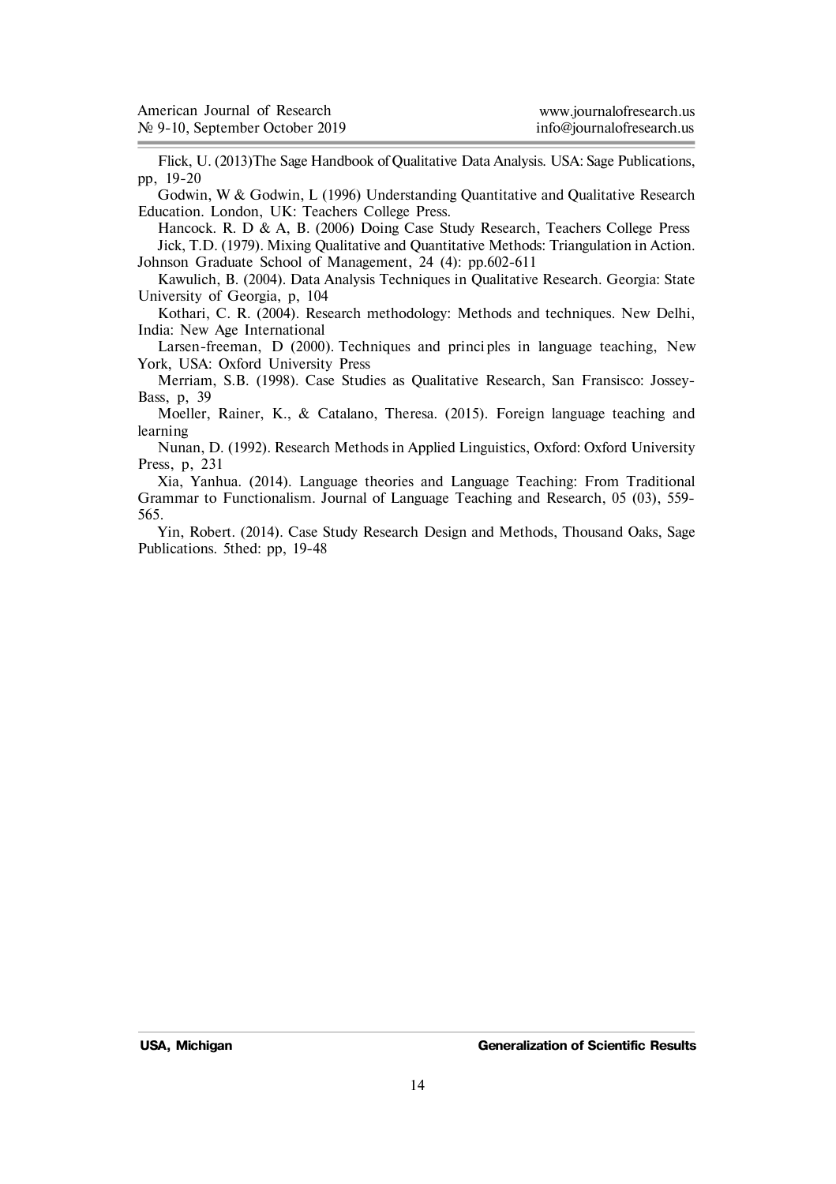Flick, U. (2013)The Sage Handbook of Qualitative Data Analysis. USA: Sage Publications, pp, 19-20

Godwin, W & Godwin, L (1996) Understanding Quantitative and Qualitative Research Education. London, UK: Teachers College Press.

Hancock. R. D & A, B. (2006) Doing Case Study Research, Teachers College Press

Jick, T.D. (1979). Mixing Qualitative and Quantitative Methods: Triangulation in Action. Johnson Graduate School of Management, 24 (4): pp.602-611

Kawulich, B. (2004). Data Analysis Techniques in Qualitative Research. Georgia: State University of Georgia, p, 104

Kothari, C. R. (2004). Research methodology: Methods and techniques. New Delhi, India: New Age International

Larsen-freeman, D (2000). Techniques and principles in language teaching, New York, USA: Oxford University Press

Merriam, S.B. (1998). Case Studies as Qualitative Research, San Fransisco: Jossey-Bass, p, 39

Moeller, Rainer, K., & Catalano, Theresa. (2015). Foreign language teaching and learning

Nunan, D. (1992). Research Methods in Applied Linguistics, Oxford: Oxford University Press, p, 231

Xia, Yanhua. (2014). Language theories and Language Teaching: From Traditional Grammar to Functionalism. Journal of Language Teaching and Research, 05 (03), 559-565.

Yin, Robert. (2014). Case Study Research Design and Methods, Thousand Oaks, Sage Publications. 5thed: pp, 19-48